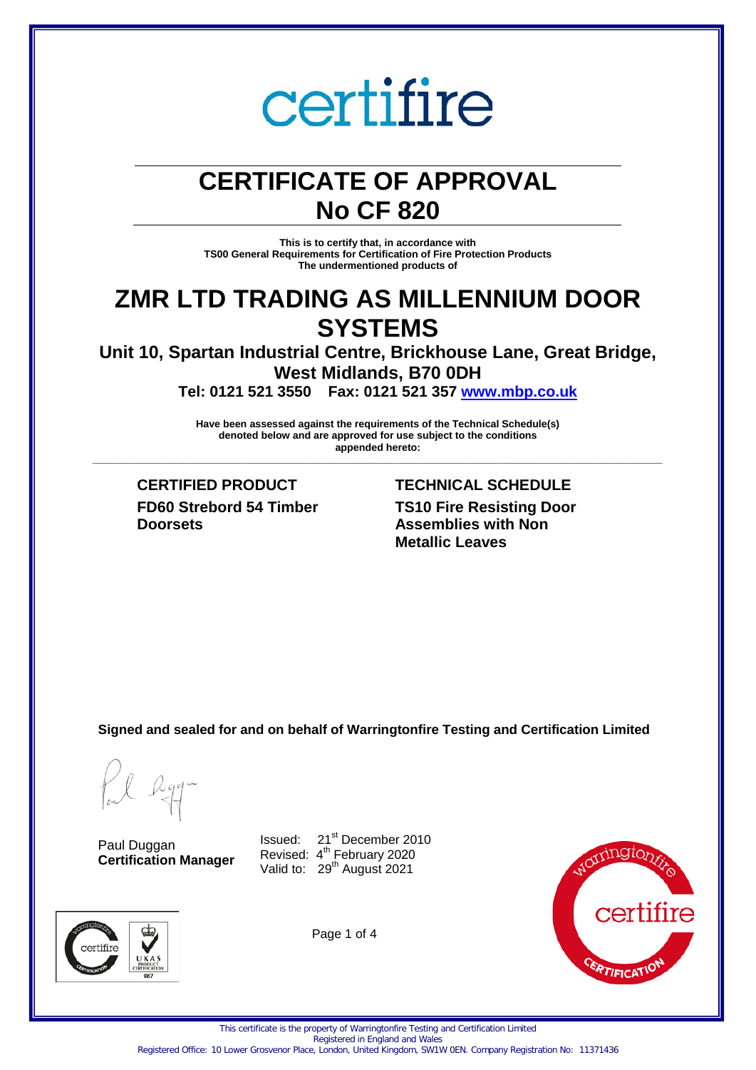# certifire

# CERTIFICATE OF APPROVAL
# No CF 820

**This is to certify that, in accordance with**
**TS00 General Requirements for Certification of Fire Protection Products**
**The undermentioned products of**

# ZMR LTD TRADING AS MILLENNIUM DOOR SYSTEMS

**Unit 10, Spartan Industrial Centre, Brickhouse Lane, Great Bridge, West Midlands, B70 0DH**

**Tel: 0121 521 3550 Fax: 0121 521 357 [www.mbp.co.uk](http://www.mbp.co.uk)**

**Have been assessed against the requirements of the Technical Schedule(s) denoted below and are approved for use subject to the conditions appended hereto:**

| CERTIFIED PRODUCT | TECHNICAL SCHEDULE |
| --- | --- |
| **FD60 Strebord 54 Timber Doorsets** | **TS10 Fire Resisting Door Assemblies with Non Metallic Leaves** |

**Signed and sealed for and on behalf of Warringtonfire Testing and Certification Limited**

Paul Duggan
**Certification Manager**

Issued: 21st December 2010
Revised: 4th February 2020
Valid to: 29th August 2021

This certificate is the property of Warringtonfire Testing and Certification Limited
Registered in England and Wales
Registered Office: 10 Lower Grosvenor Place, London, United Kingdom, SW1W 0EN. Company Registration No: 11371436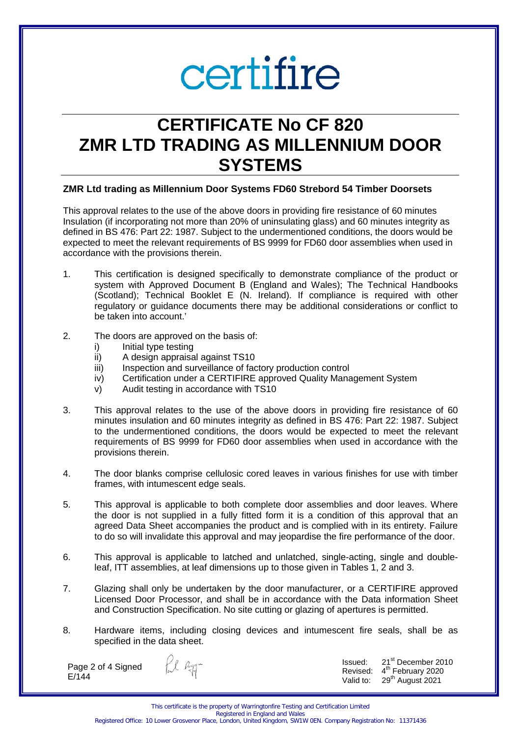certifire

# CERTIFICATE No CF 820
# ZMR LTD TRADING AS MILLENNIUM DOOR SYSTEMS

**ZMR Ltd trading as Millennium Door Systems FD60 Strebord 54 Timber Doorsets**

This approval relates to the use of the above doors in providing fire resistance of 60 minutes Insulation (if incorporating not more than 20% of uninsulating glass) and 60 minutes integrity as defined in BS 476: Part 22: 1987. Subject to the undermentioned conditions, the doors would be expected to meet the relevant requirements of BS 9999 for FD60 door assemblies when used in accordance with the provisions therein.

1. This certification is designed specifically to demonstrate compliance of the product or system with Approved Document B (England and Wales); The Technical Handbooks (Scotland); Technical Booklet E (N. Ireland). If compliance is required with other regulatory or guidance documents there may be additional considerations or conflict to be taken into account.'

2. The doors are approved on the basis of:
   i) Initial type testing
   ii) A design appraisal against TS10
   iii) Inspection and surveillance of factory production control
   iv) Certification under a CERTIFIRE approved Quality Management System
   v) Audit testing in accordance with TS10

3. This approval relates to the use of the above doors in providing fire resistance of 60 minutes insulation and 60 minutes integrity as defined in BS 476: Part 22: 1987. Subject to the undermentioned conditions, the doors would be expected to meet the relevant requirements of BS 9999 for FD60 door assemblies when used in accordance with the provisions therein.

4. The door blanks comprise cellulosic cored leaves in various finishes for use with timber frames, with intumescent edge seals.

5. This approval is applicable to both complete door assemblies and door leaves. Where the door is not supplied in a fully fitted form it is a condition of this approval that an agreed Data Sheet accompanies the product and is complied with in its entirety. Failure to do so will invalidate this approval and may jeopardise the fire performance of the door.

6. This approval is applicable to latched and unlatched, single-acting, single and double-leaf, ITT assemblies, at leaf dimensions up to those given in Tables 1, 2 and 3.

7. Glazing shall only be undertaken by the door manufacturer, or a CERTIFIRE approved Licensed Door Processor, and shall be in accordance with the Data information Sheet and Construction Specification. No site cutting or glazing of apertures is permitted.

8. Hardware items, including closing devices and intumescent fire seals, shall be as specified in the data sheet.

Signed
E/144

Issued: 21st December 2010
Revised: 4th February 2020
Valid to: 29th August 2021

This certificate is the property of Warringtonfire Testing and Certification Limited
Registered in England and Wales
Registered Office: 10 Lower Grosvenor Place, London, United Kingdom, SW1W 0EN. Company Registration No: 11371436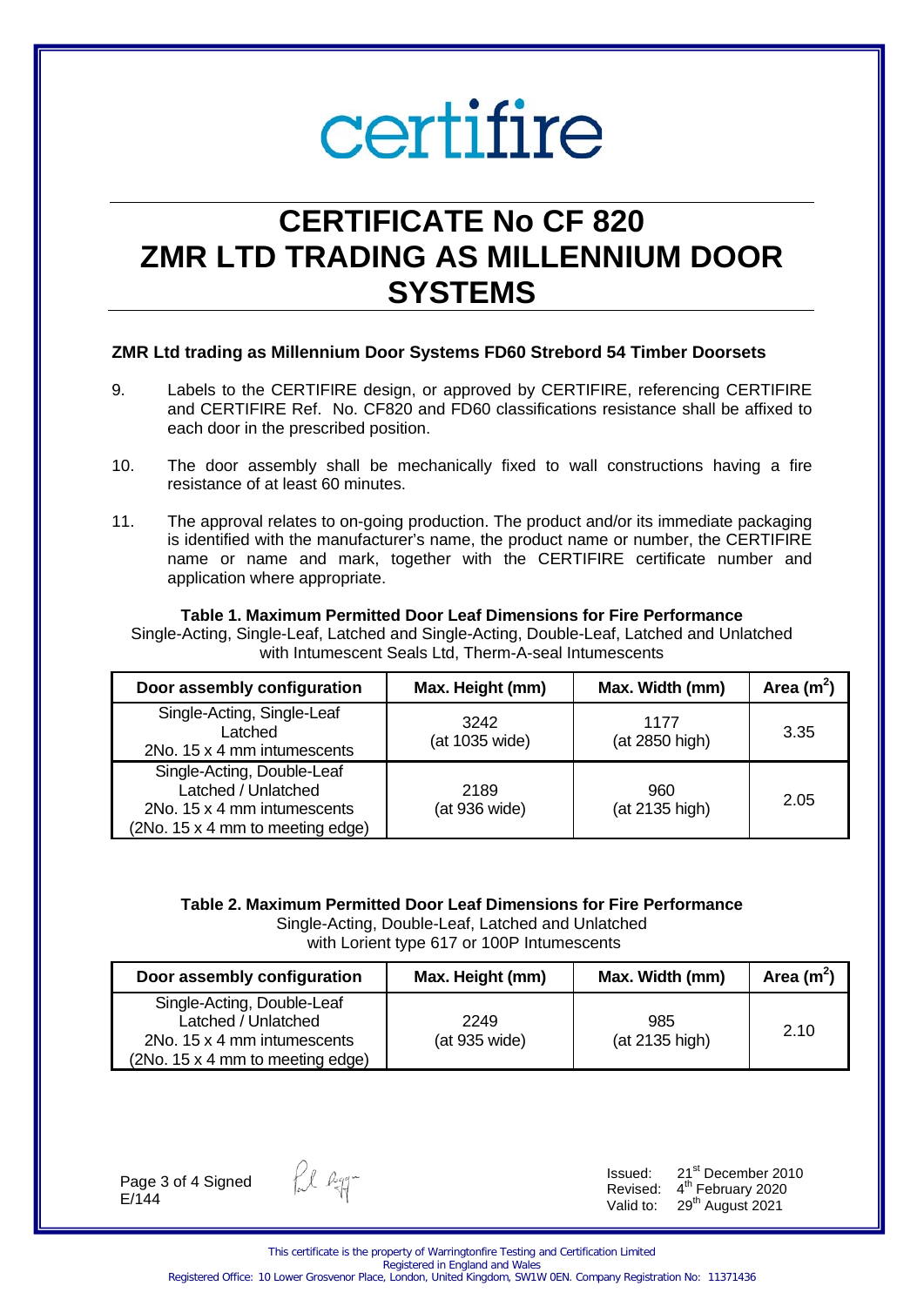# certifire

# CERTIFICATE No CF 820 ZMR LTD TRADING AS MILLENNIUM DOOR SYSTEMS

**ZMR Ltd trading as Millennium Door Systems FD60 Strebord 54 Timber Doorsets**

9. Labels to the CERTIFIRE design, or approved by CERTIFIRE, referencing CERTIFIRE and CERTIFIRE Ref. No. CF820 and FD60 classifications resistance shall be affixed to each door in the prescribed position.

10. The door assembly shall be mechanically fixed to wall constructions having a fire resistance of at least 60 minutes.

11. The approval relates to on-going production. The product and/or its immediate packaging is identified with the manufacturer's name, the product name or number, the CERTIFIRE name or name and mark, together with the CERTIFIRE certificate number and application where appropriate.

**Table 1. Maximum Permitted Door Leaf Dimensions for Fire Performance**
Single-Acting, Single-Leaf, Latched and Single-Acting, Double-Leaf, Latched and Unlatched with Intumescent Seals Ltd, Therm-A-seal Intumescents

| Door assembly configuration | Max. Height (mm) | Max. Width (mm) | Area ($m^2$) |
|---|---|---|---|
| Single-Acting, Single-Leaf Latched 2No. 15 x 4 mm intumescents | 3242 (at 1035 wide) | 1177 (at 2850 high) | 3.35 |
| Single-Acting, Double-Leaf Latched / Unlatched 2No. 15 x 4 mm intumescents (2No. 15 x 4 mm to meeting edge) | 2189 (at 936 wide) | 960 (at 2135 high) | 2.05 |

**Table 2. Maximum Permitted Door Leaf Dimensions for Fire Performance**
Single-Acting, Double-Leaf, Latched and Unlatched with Lorient type 617 or 100P Intumescents

| Door assembly configuration | Max. Height (mm) | Max. Width (mm) | Area ($m^2$) |
|---|---|---|---|
| Single-Acting, Double-Leaf Latched / Unlatched 2No. 15 x 4 mm intumescents (2No. 15 x 4 mm to meeting edge) | 2249 (at 935 wide) | 985 (at 2135 high) | 2.10 |

Signed E/144

Issued: 21st December 2010
Revised: 4th February 2020
Valid to: 29th August 2021

This certificate is the property of Warringtonfire Testing and Certification Limited
Registered in England and Wales
Registered Office: 10 Lower Grosvenor Place, London, United Kingdom, SW1W 0EN. Company Registration No: 11371436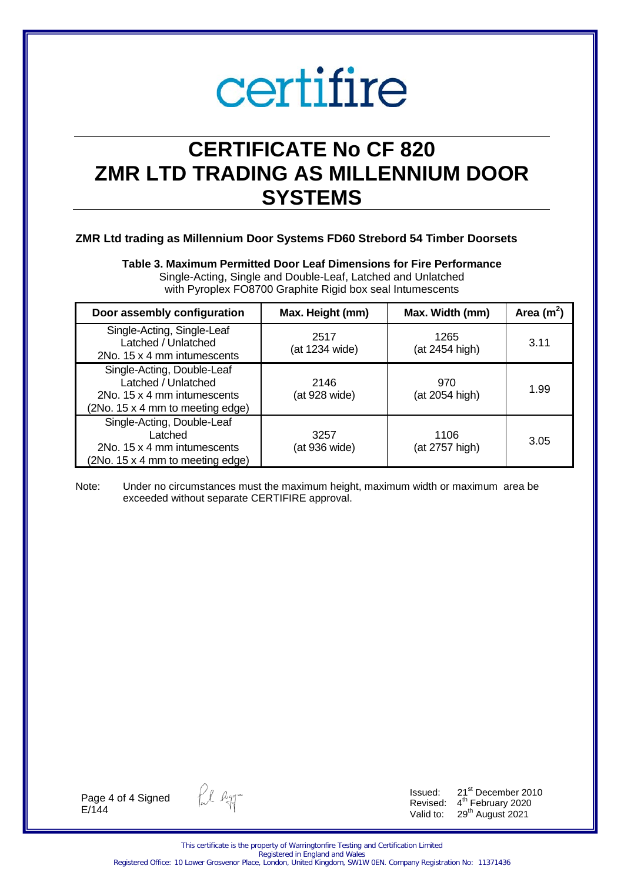certifire

# CERTIFICATE No CF 820
# ZMR LTD TRADING AS MILLENNIUM DOOR SYSTEMS

**ZMR Ltd trading as Millennium Door Systems FD60 Strebord 54 Timber Doorsets**

**Table 3. Maximum Permitted Door Leaf Dimensions for Fire Performance**
Single-Acting, Single and Double-Leaf, Latched and Unlatched
with Pyroplex FO8700 Graphite Rigid box seal Intumescents

| Door assembly configuration | Max. Height (mm) | Max. Width (mm) | Area ($m^2$) |
|---|---|---|---|
| Single-Acting, Single-Leaf Latched / Unlatched 2No. 15 x 4 mm intumescents | 2517 (at 1234 wide) | 1265 (at 2454 high) | 3.11 |
| Single-Acting, Double-Leaf Latched / Unlatched 2No. 15 x 4 mm intumescents (2No. 15 x 4 mm to meeting edge) | 2146 (at 928 wide) | 970 (at 2054 high) | 1.99 |
| Single-Acting, Double-Leaf Latched 2No. 15 x 4 mm intumescents (2No. 15 x 4 mm to meeting edge) | 3257 (at 936 wide) | 1106 (at 2757 high) | 3.05 |

Note: Under no circumstances must the maximum height, maximum width or maximum area be exceeded without separate CERTIFIRE approval.

Signed
E/144

Issued: 21st December 2010
Revised: 4th February 2020
Valid to: 29th August 2021

This certificate is the property of Warringtonfire Testing and Certification Limited
Registered in England and Wales
Registered Office: 10 Lower Grosvenor Place, London, United Kingdom, SW1W 0EN. Company Registration No: 11371436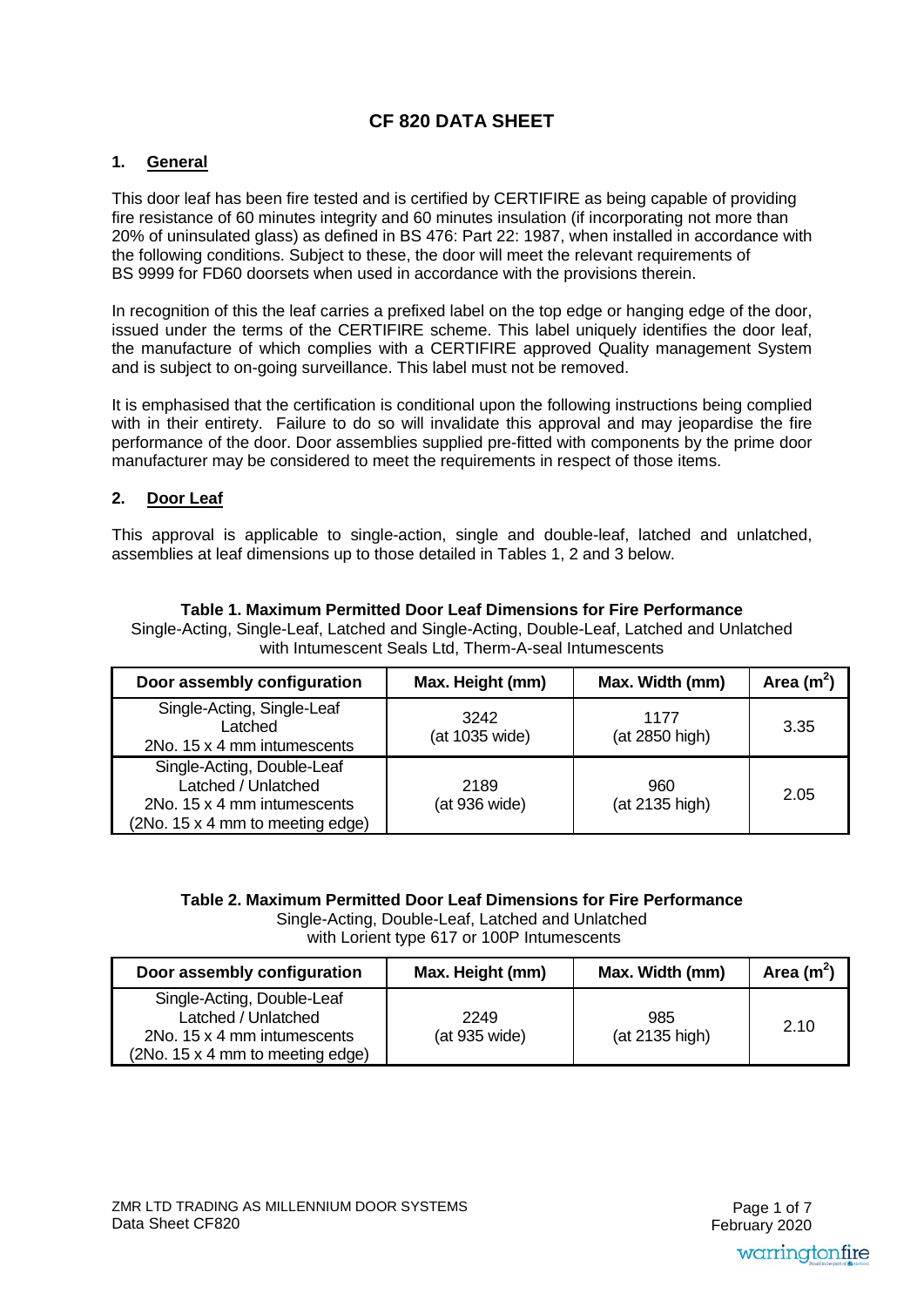# CF 820 DATA SHEET

## 1. General

This door leaf has been fire tested and is certified by CERTIFIRE as being capable of providing fire resistance of 60 minutes integrity and 60 minutes insulation (if incorporating not more than 20% of uninsulated glass) as defined in BS 476: Part 22: 1987, when installed in accordance with the following conditions. Subject to these, the door will meet the relevant requirements of BS 9999 for FD60 doorsets when used in accordance with the provisions therein.

In recognition of this the leaf carries a prefixed label on the top edge or hanging edge of the door, issued under the terms of the CERTIFIRE scheme. This label uniquely identifies the door leaf, the manufacture of which complies with a CERTIFIRE approved Quality management System and is subject to on-going surveillance. This label must not be removed.

It is emphasised that the certification is conditional upon the following instructions being complied with in their entirety. Failure to do so will invalidate this approval and may jeopardise the fire performance of the door. Door assemblies supplied pre-fitted with components by the prime door manufacturer may be considered to meet the requirements in respect of those items.

## 2. Door Leaf

This approval is applicable to single-action, single and double-leaf, latched and unlatched, assemblies at leaf dimensions up to those detailed in Tables 1, 2 and 3 below.

**Table 1. Maximum Permitted Door Leaf Dimensions for Fire Performance**
Single-Acting, Single-Leaf, Latched and Single-Acting, Double-Leaf, Latched and Unlatched with Intumescent Seals Ltd, Therm-A-seal Intumescents

| Door assembly configuration | Max. Height (mm) | Max. Width (mm) | Area ($m^2$) |
|---|---|---|---|
| Single-Acting, Single-Leaf Latched 2No. 15 x 4 mm intumescents | 3242 (at 1035 wide) | 1177 (at 2850 high) | 3.35 |
| Single-Acting, Double-Leaf Latched / Unlatched 2No. 15 x 4 mm intumescents (2No. 15 x 4 mm to meeting edge) | 2189 (at 936 wide) | 960 (at 2135 high) | 2.05 |

**Table 2. Maximum Permitted Door Leaf Dimensions for Fire Performance**
Single-Acting, Double-Leaf, Latched and Unlatched with Lorient type 617 or 100P Intumescents

| Door assembly configuration | Max. Height (mm) | Max. Width (mm) | Area ($m^2$) |
|---|---|---|---|
| Single-Acting, Double-Leaf Latched / Unlatched 2No. 15 x 4 mm intumescents (2No. 15 x 4 mm to meeting edge) | 2249 (at 935 wide) | 985 (at 2135 high) | 2.10 |

ZMR LTD TRADING AS MILLENNIUM DOOR SYSTEMS
Data Sheet CF820

February 2020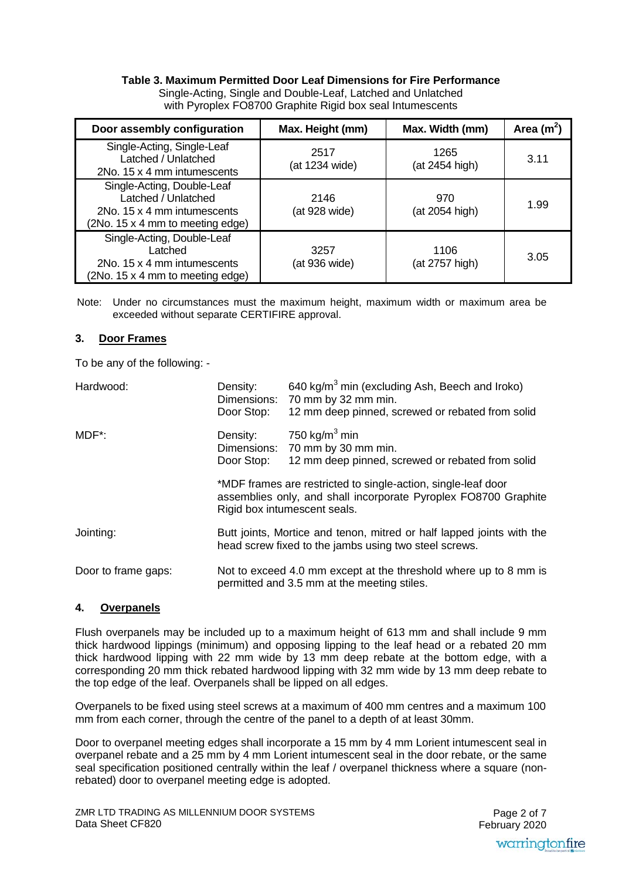**Table 3. Maximum Permitted Door Leaf Dimensions for Fire Performance**

Single-Acting, Single and Double-Leaf, Latched and Unlatched
with Pyroplex FO8700 Graphite Rigid box seal Intumescents

| Door assembly configuration | Max. Height (mm) | Max. Width (mm) | Area ($m^2$) |
|---|---|---|---|
| Single-Acting, Single-Leaf Latched / Unlatched 2No. 15 x 4 mm intumescents | 2517 (at 1234 wide) | 1265 (at 2454 high) | 3.11 |
| Single-Acting, Double-Leaf Latched / Unlatched 2No. 15 x 4 mm intumescents (2No. 15 x 4 mm to meeting edge) | 2146 (at 928 wide) | 970 (at 2054 high) | 1.99 |
| Single-Acting, Double-Leaf Latched 2No. 15 x 4 mm intumescents (2No. 15 x 4 mm to meeting edge) | 3257 (at 936 wide) | 1106 (at 2757 high) | 3.05 |

Note: Under no circumstances must the maximum height, maximum width or maximum area be exceeded without separate CERTIFIRE approval.

## 3. Door Frames

To be any of the following: -

**Hardwood:**
- Density: 640 kg/$m^3$ min (excluding Ash, Beech and Iroko)
- Dimensions: 70 mm by 32 mm min.
- Door Stop: 12 mm deep pinned, screwed or rebated from solid

**MDF*:**
- Density: 750 kg/$m^3$ min
- Dimensions: 70 mm by 30 mm min.
- Door Stop: 12 mm deep pinned, screwed or rebated from solid

*MDF frames are restricted to single-action, single-leaf door assemblies only, and shall incorporate Pyroplex FO8700 Graphite Rigid box intumescent seals.

**Jointing:** Butt joints, Mortice and tenon, mitred or half lapped joints with the head screw fixed to the jambs using two steel screws.

**Door to frame gaps:** Not to exceed 4.0 mm except at the threshold where up to 8 mm is permitted and 3.5 mm at the meeting stiles.

## 4. Overpanels

Flush overpanels may be included up to a maximum height of 613 mm and shall include 9 mm thick hardwood lippings (minimum) and opposing lipping to the leaf head or a rebated 20 mm thick hardwood lipping with 22 mm wide by 13 mm deep rebate at the bottom edge, with a corresponding 20 mm thick rebated hardwood lipping with 32 mm wide by 13 mm deep rebate to the top edge of the leaf. Overpanels shall be lipped on all edges.

Overpanels to be fixed using steel screws at a maximum of 400 mm centres and a maximum 100 mm from each corner, through the centre of the panel to a depth of at least 30mm.

Door to overpanel meeting edges shall incorporate a 15 mm by 4 mm Lorient intumescent seal in overpanel rebate and a 25 mm by 4 mm Lorient intumescent seal in the door rebate, or the same seal specification positioned centrally within the leaf / overpanel thickness where a square (non-rebated) door to overpanel meeting edge is adopted.

ZMR LTD TRADING AS MILLENNIUM DOOR SYSTEMS
Data Sheet CF820

February 2020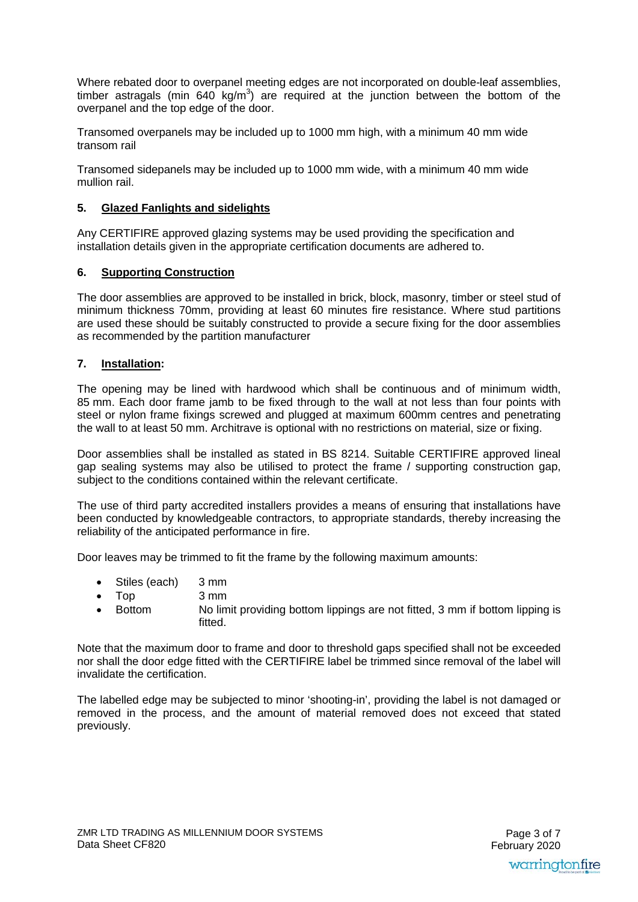Where rebated door to overpanel meeting edges are not incorporated on double-leaf assemblies, timber astragals (min 640 kg/m$^3$) are required at the junction between the bottom of the overpanel and the top edge of the door.

Transomed overpanels may be included up to 1000 mm high, with a minimum 40 mm wide transom rail

Transomed sidepanels may be included up to 1000 mm wide, with a minimum 40 mm wide mullion rail.

## 5. Glazed Fanlights and sidelights

Any CERTIFIRE approved glazing systems may be used providing the specification and installation details given in the appropriate certification documents are adhered to.

## 6. Supporting Construction

The door assemblies are approved to be installed in brick, block, masonry, timber or steel stud of minimum thickness 70mm, providing at least 60 minutes fire resistance. Where stud partitions are used these should be suitably constructed to provide a secure fixing for the door assemblies as recommended by the partition manufacturer

## 7. Installation:

The opening may be lined with hardwood which shall be continuous and of minimum width, 85 mm. Each door frame jamb to be fixed through to the wall at not less than four points with steel or nylon frame fixings screwed and plugged at maximum 600mm centres and penetrating the wall to at least 50 mm. Architrave is optional with no restrictions on material, size or fixing.

Door assemblies shall be installed as stated in BS 8214. Suitable CERTIFIRE approved lineal gap sealing systems may also be utilised to protect the frame / supporting construction gap, subject to the conditions contained within the relevant certificate.

The use of third party accredited installers provides a means of ensuring that installations have been conducted by knowledgeable contractors, to appropriate standards, thereby increasing the reliability of the anticipated performance in fire.

Door leaves may be trimmed to fit the frame by the following maximum amounts:

- Stiles (each) 3 mm
- Top 3 mm
- Bottom No limit providing bottom lippings are not fitted, 3 mm if bottom lipping is fitted.

Note that the maximum door to frame and door to threshold gaps specified shall not be exceeded nor shall the door edge fitted with the CERTIFIRE label be trimmed since removal of the label will invalidate the certification.

The labelled edge may be subjected to minor 'shooting-in', providing the label is not damaged or removed in the process, and the amount of material removed does not exceed that stated previously.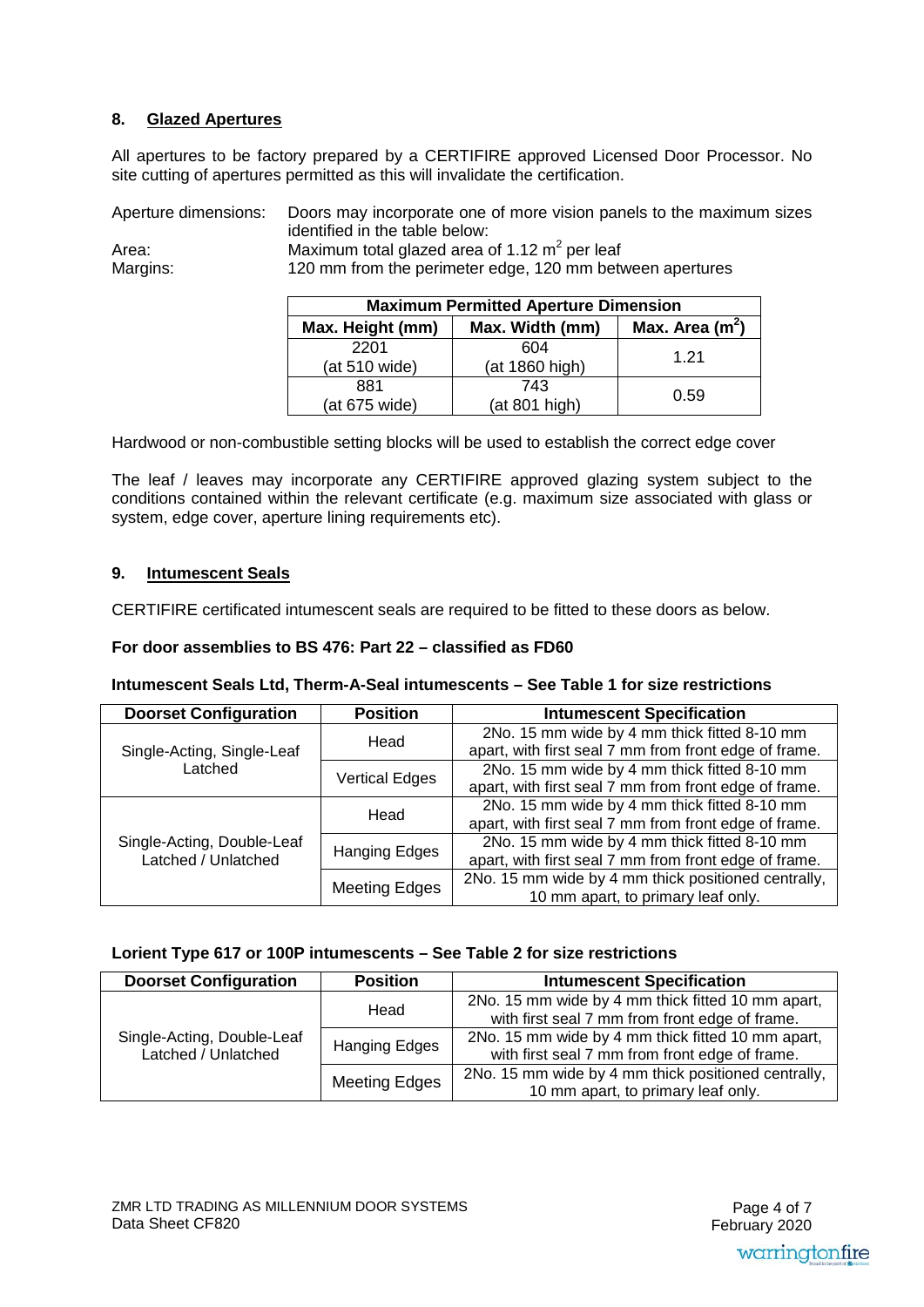## 8. Glazed Apertures

All apertures to be factory prepared by a CERTIFIRE approved Licensed Door Processor. No site cutting of apertures permitted as this will invalidate the certification.

Aperture dimensions: Doors may incorporate one of more vision panels to the maximum sizes identified in the table below:

Area: Maximum total glazed area of 1.12 $m^2$ per leaf

Margins: 120 mm from the perimeter edge, 120 mm between apertures

| Maximum Permitted Aperture Dimension | | |
|---|---|---|
| Max. Height (mm) | Max. Width (mm) | Max. Area ($m^2$) |
| 2201 (at 510 wide) | 604 (at 1860 high) | 1.21 |
| 881 (at 675 wide) | 743 (at 801 high) | 0.59 |

Hardwood or non-combustible setting blocks will be used to establish the correct edge cover

The leaf / leaves may incorporate any CERTIFIRE approved glazing system subject to the conditions contained within the relevant certificate (e.g. maximum size associated with glass or system, edge cover, aperture lining requirements etc).

## 9. Intumescent Seals

CERTIFIRE certificated intumescent seals are required to be fitted to these doors as below.

**For door assemblies to BS 476: Part 22 – classified as FD60**

**Intumescent Seals Ltd, Therm-A-Seal intumescents – See Table 1 for size restrictions**

| Doorset Configuration | Position | Intumescent Specification |
|---|---|---|
| Single-Acting, Single-Leaf Latched | Head | 2No. 15 mm wide by 4 mm thick fitted 8-10 mm apart, with first seal 7 mm from front edge of frame. |
| | Vertical Edges | 2No. 15 mm wide by 4 mm thick fitted 8-10 mm apart, with first seal 7 mm from front edge of frame. |
| Single-Acting, Double-Leaf Latched / Unlatched | Head | 2No. 15 mm wide by 4 mm thick fitted 8-10 mm apart, with first seal 7 mm from front edge of frame. |
| | Hanging Edges | 2No. 15 mm wide by 4 mm thick fitted 8-10 mm apart, with first seal 7 mm from front edge of frame. |
| | Meeting Edges | 2No. 15 mm wide by 4 mm thick positioned centrally, 10 mm apart, to primary leaf only. |

**Lorient Type 617 or 100P intumescents – See Table 2 for size restrictions**

| Doorset Configuration | Position | Intumescent Specification |
|---|---|---|
| Single-Acting, Double-Leaf Latched / Unlatched | Head | 2No. 15 mm wide by 4 mm thick fitted 10 mm apart, with first seal 7 mm from front edge of frame. |
| | Hanging Edges | 2No. 15 mm wide by 4 mm thick fitted 10 mm apart, with first seal 7 mm from front edge of frame. |
| | Meeting Edges | 2No. 15 mm wide by 4 mm thick positioned centrally, 10 mm apart, to primary leaf only. |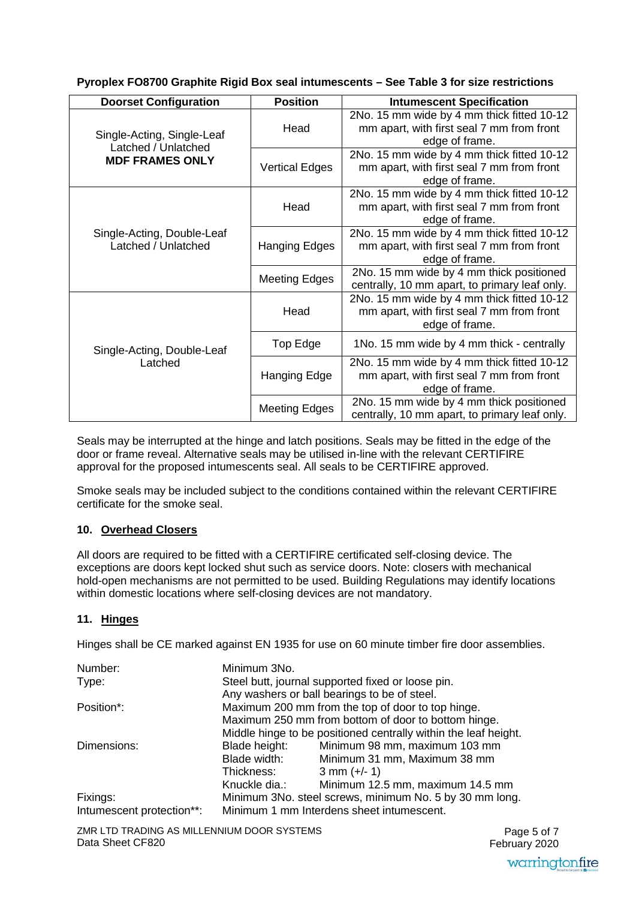**Pyroplex FO8700 Graphite Rigid Box seal intumescents – See Table 3 for size restrictions**

| Doorset Configuration | Position | Intumescent Specification |
|---|---|---|
| Single-Acting, Single-Leaf Latched / Unlatched **MDF FRAMES ONLY** | Head | 2No. 15 mm wide by 4 mm thick fitted 10-12 mm apart, with first seal 7 mm from front edge of frame. |
| | Vertical Edges | 2No. 15 mm wide by 4 mm thick fitted 10-12 mm apart, with first seal 7 mm from front edge of frame. |
| Single-Acting, Double-Leaf Latched / Unlatched | Head | 2No. 15 mm wide by 4 mm thick fitted 10-12 mm apart, with first seal 7 mm from front edge of frame. |
| | Hanging Edges | 2No. 15 mm wide by 4 mm thick fitted 10-12 mm apart, with first seal 7 mm from front edge of frame. |
| | Meeting Edges | 2No. 15 mm wide by 4 mm thick positioned centrally, 10 mm apart, to primary leaf only. |
| Single-Acting, Double-Leaf Latched | Head | 2No. 15 mm wide by 4 mm thick fitted 10-12 mm apart, with first seal 7 mm from front edge of frame. |
| | Top Edge | 1No. 15 mm wide by 4 mm thick - centrally |
| | Hanging Edge | 2No. 15 mm wide by 4 mm thick fitted 10-12 mm apart, with first seal 7 mm from front edge of frame. |
| | Meeting Edges | 2No. 15 mm wide by 4 mm thick positioned centrally, 10 mm apart, to primary leaf only. |

Seals may be interrupted at the hinge and latch positions. Seals may be fitted in the edge of the door or frame reveal. Alternative seals may be utilised in-line with the relevant CERTIFIRE approval for the proposed intumescents seal. All seals to be CERTIFIRE approved.

Smoke seals may be included subject to the conditions contained within the relevant CERTIFIRE certificate for the smoke seal.

## 10. Overhead Closers

All doors are required to be fitted with a CERTIFIRE certificated self-closing device. The exceptions are doors kept locked shut such as service doors. Note: closers with mechanical hold-open mechanisms are not permitted to be used. Building Regulations may identify locations within domestic locations where self-closing devices are not mandatory.

## 11. Hinges

Hinges shall be CE marked against EN 1935 for use on 60 minute timber fire door assemblies.

| | | |
|---|---|---|
| Number: | Minimum 3No. | |
| Type: | Steel butt, journal supported fixed or loose pin. Any washers or ball bearings to be of steel. | |
| Position*: | Maximum 200 mm from the top of door to top hinge. Maximum 250 mm from bottom of door to bottom hinge. Middle hinge to be positioned centrally within the leaf height. | |
| Dimensions: | Blade height: | Minimum 98 mm, maximum 103 mm |
| | Blade width: | Minimum 31 mm, Maximum 38 mm |
| | Thickness: | 3 mm (+/- 1) |
| | Knuckle dia.: | Minimum 12.5 mm, maximum 14.5 mm |
| Fixings: | Minimum 3No. steel screws, minimum No. 5 by 30 mm long. | |
| Intumescent protection**: | Minimum 1 mm Interdens sheet intumescent. | |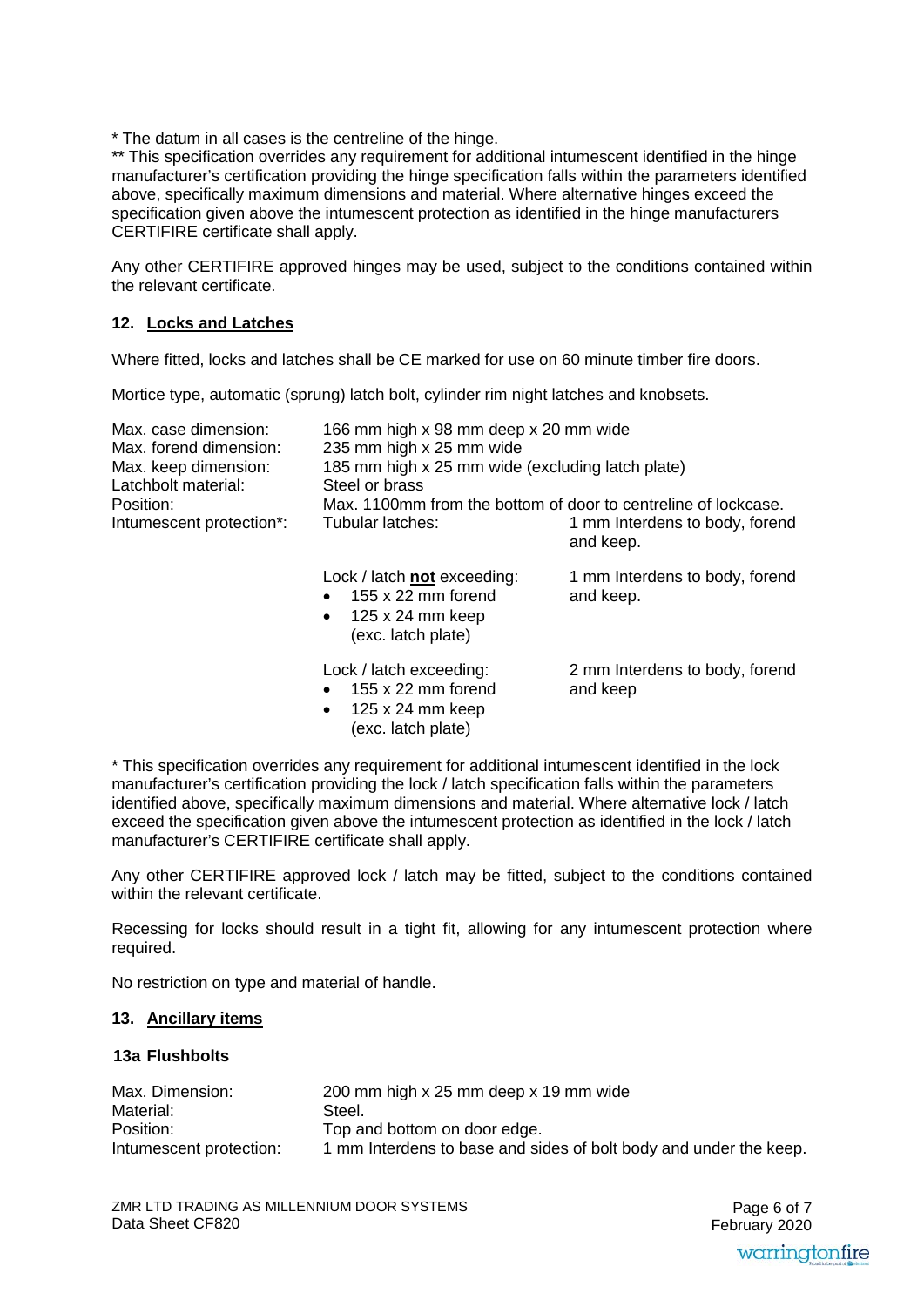* The datum in all cases is the centreline of the hinge.
** This specification overrides any requirement for additional intumescent identified in the hinge manufacturer's certification providing the hinge specification falls within the parameters identified above, specifically maximum dimensions and material. Where alternative hinges exceed the specification given above the intumescent protection as identified in the hinge manufacturers CERTIFIRE certificate shall apply.

Any other CERTIFIRE approved hinges may be used, subject to the conditions contained within the relevant certificate.

## 12. Locks and Latches

Where fitted, locks and latches shall be CE marked for use on 60 minute timber fire doors.

Mortice type, automatic (sprung) latch bolt, cylinder rim night latches and knobsets.

| | | |
|---|---|---|
| Max. case dimension: | 166 mm high x 98 mm deep x 20 mm wide | |
| Max. forend dimension: | 235 mm high x 25 mm wide | |
| Max. keep dimension: | 185 mm high x 25 mm wide (excluding latch plate) | |
| Latchbolt material: | Steel or brass | |
| Position: | Max. 1100mm from the bottom of door to centreline of lockcase. | |
| Intumescent protection*: | Tubular latches: | 1 mm Interdens to body, forend and keep. |
| | Lock / latch **not** exceeding:<br>• 155 x 22 mm forend<br>• 125 x 24 mm keep (exc. latch plate) | 1 mm Interdens to body, forend and keep. |
| | Lock / latch exceeding:<br>• 155 x 22 mm forend<br>• 125 x 24 mm keep (exc. latch plate) | 2 mm Interdens to body, forend and keep |

* This specification overrides any requirement for additional intumescent identified in the lock manufacturer's certification providing the lock / latch specification falls within the parameters identified above, specifically maximum dimensions and material. Where alternative lock / latch exceed the specification given above the intumescent protection as identified in the lock / latch manufacturer's CERTIFIRE certificate shall apply.

Any other CERTIFIRE approved lock / latch may be fitted, subject to the conditions contained within the relevant certificate.

Recessing for locks should result in a tight fit, allowing for any intumescent protection where required.

No restriction on type and material of handle.

## 13. Ancillary items

### 13a Flushbolts

| | |
|---|---|
| Max. Dimension: | 200 mm high x 25 mm deep x 19 mm wide |
| Material: | Steel. |
| Position: | Top and bottom on door edge. |
| Intumescent protection: | 1 mm Interdens to base and sides of bolt body and under the keep. |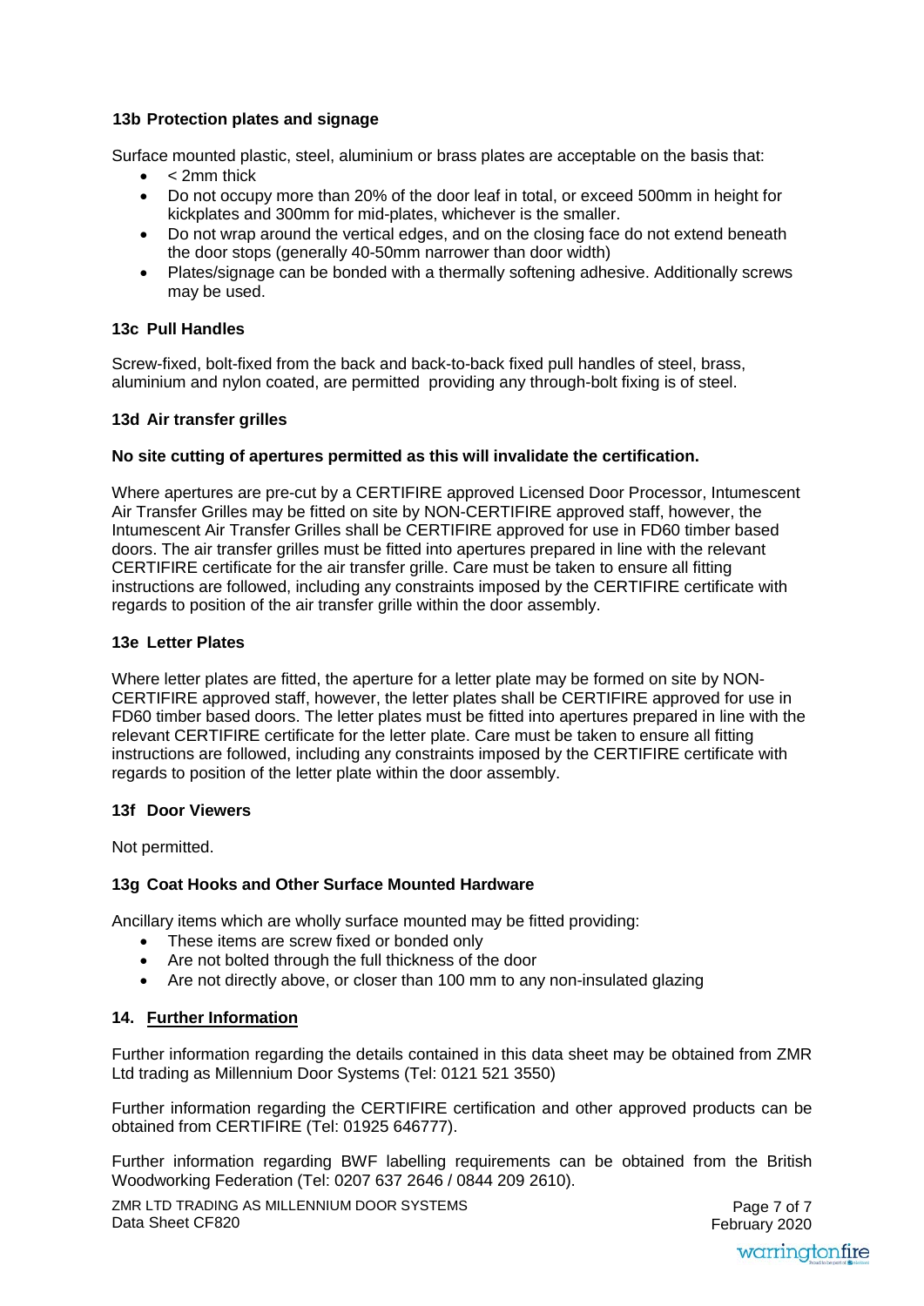### 13b Protection plates and signage

Surface mounted plastic, steel, aluminium or brass plates are acceptable on the basis that:

- < 2mm thick
- Do not occupy more than 20% of the door leaf in total, or exceed 500mm in height for kickplates and 300mm for mid-plates, whichever is the smaller.
- Do not wrap around the vertical edges, and on the closing face do not extend beneath the door stops (generally 40-50mm narrower than door width)
- Plates/signage can be bonded with a thermally softening adhesive. Additionally screws may be used.

### 13c Pull Handles

Screw-fixed, bolt-fixed from the back and back-to-back fixed pull handles of steel, brass, aluminium and nylon coated, are permitted providing any through-bolt fixing is of steel.

### 13d Air transfer grilles

**No site cutting of apertures permitted as this will invalidate the certification.**

Where apertures are pre-cut by a CERTIFIRE approved Licensed Door Processor, Intumescent Air Transfer Grilles may be fitted on site by NON-CERTIFIRE approved staff, however, the Intumescent Air Transfer Grilles shall be CERTIFIRE approved for use in FD60 timber based doors. The air transfer grilles must be fitted into apertures prepared in line with the relevant CERTIFIRE certificate for the air transfer grille. Care must be taken to ensure all fitting instructions are followed, including any constraints imposed by the CERTIFIRE certificate with regards to position of the air transfer grille within the door assembly.

### 13e Letter Plates

Where letter plates are fitted, the aperture for a letter plate may be formed on site by NON-CERTIFIRE approved staff, however, the letter plates shall be CERTIFIRE approved for use in FD60 timber based doors. The letter plates must be fitted into apertures prepared in line with the relevant CERTIFIRE certificate for the letter plate. Care must be taken to ensure all fitting instructions are followed, including any constraints imposed by the CERTIFIRE certificate with regards to position of the letter plate within the door assembly.

### 13f Door Viewers

Not permitted.

### 13g Coat Hooks and Other Surface Mounted Hardware

Ancillary items which are wholly surface mounted may be fitted providing:

- These items are screw fixed or bonded only
- Are not bolted through the full thickness of the door
- Are not directly above, or closer than 100 mm to any non-insulated glazing

## 14. Further Information

Further information regarding the details contained in this data sheet may be obtained from ZMR Ltd trading as Millennium Door Systems (Tel: 0121 521 3550)

Further information regarding the CERTIFIRE certification and other approved products can be obtained from CERTIFIRE (Tel: 01925 646777).

Further information regarding BWF labelling requirements can be obtained from the British Woodworking Federation (Tel: 0207 637 2646 / 0844 209 2610).